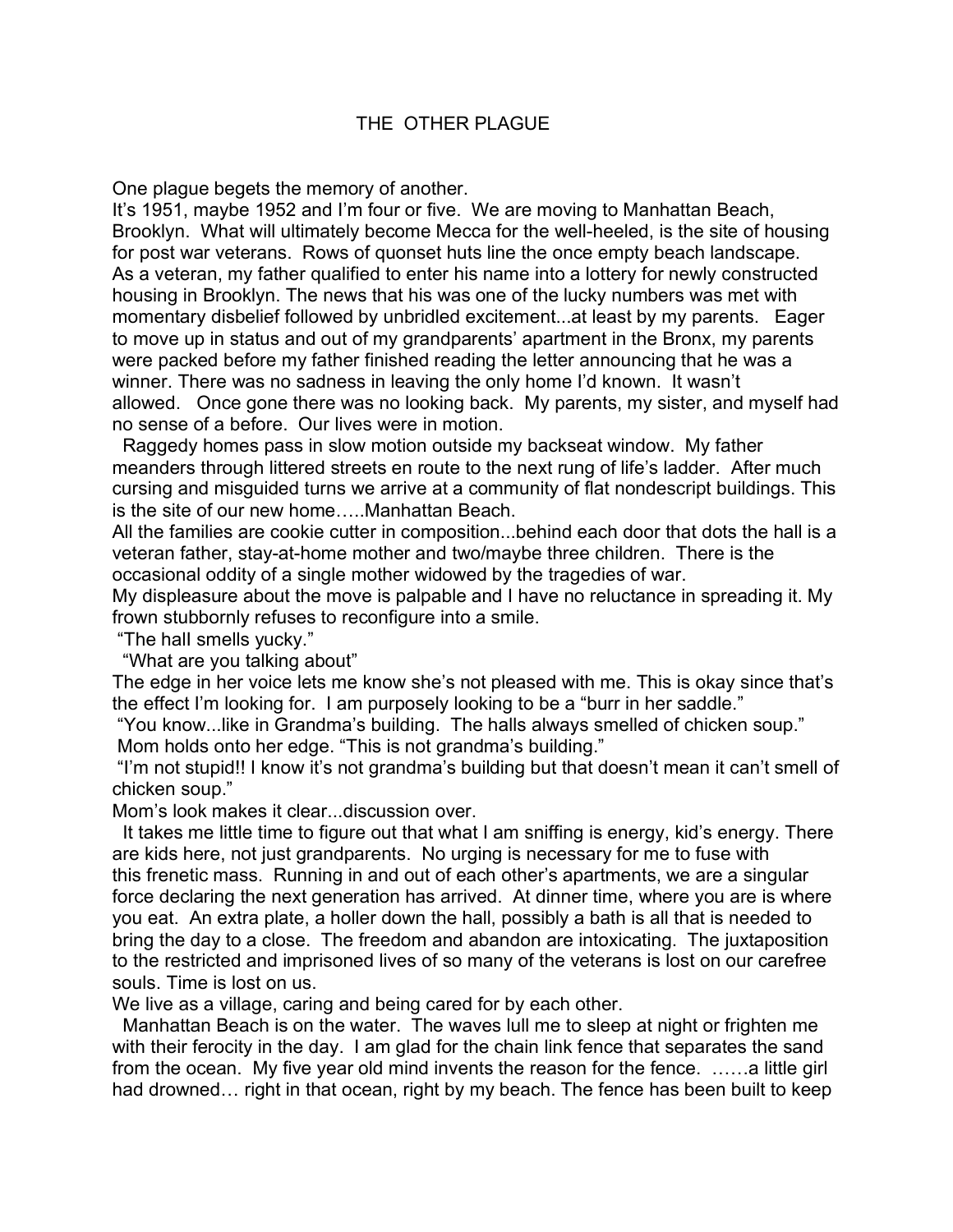# THE OTHER PLAGUE

One plague begets the memory of another.

It's 1951, maybe 1952 and I'm four or five. We are moving to Manhattan Beach, Brooklyn. What will ultimately become Mecca for the well-heeled, is the site of housing for post war veterans. Rows of quonset huts line the once empty beach landscape. As a veteran, my father qualified to enter his name into a lottery for newly constructed housing in Brooklyn. The news that his was one of the lucky numbers was met with momentary disbelief followed by unbridled excitement...at least by my parents. Eager to move up in status and out of my grandparents' apartment in the Bronx, my parents were packed before my father finished reading the letter announcing that he was a winner. There was no sadness in leaving the only home I'd known. It wasn't allowed. Once gone there was no looking back. My parents, my sister, and myself had no sense of a before. Our lives were in motion.

Raggedy homes pass in slow motion outside my backseat window. My father meanders through littered streets en route to the next rung of life's ladder. After much cursing and misguided turns we arrive at a community of flat nondescript buildings. This is the site of our new home…..Manhattan Beach.

All the families are cookie cutter in composition...behind each door that dots the hall is a veteran father, stay-at-home mother and two/maybe three children. There is the occasional oddity of a single mother widowed by the tragedies of war.

My displeasure about the move is palpable and I have no reluctance in spreading it. My frown stubbornly refuses to reconfigure into a smile.

"The hall smells yucky."

"What are you talking about"

The edge in her voice lets me know she's not pleased with me. This is okay since that's the effect I'm looking for. I am purposely looking to be a "burr in her saddle."

"You know...like in Grandma's building. The halls always smelled of chicken soup."

Mom holds onto her edge. "This is not grandma's building."

"I'm not stupid!! I know it's not grandma's building but that doesn't mean it can't smell of chicken soup."

Mom's look makes it clear...discussion over.

It takes me little time to figure out that what I am sniffing is energy, kid's energy. There are kids here, not just grandparents. No urging is necessary for me to fuse with this frenetic mass. Running in and out of each other's apartments, we are a singular force declaring the next generation has arrived. At dinner time, where you are is where you eat. An extra plate, a holler down the hall, possibly a bath is all that is needed to bring the day to a close. The freedom and abandon are intoxicating. The juxtaposition to the restricted and imprisoned lives of so many of the veterans is lost on our carefree souls. Time is lost on us.

We live as a village, caring and being cared for by each other.

Manhattan Beach is on the water. The waves lull me to sleep at night or frighten me with their ferocity in the day. I am glad for the chain link fence that separates the sand from the ocean. My five year old mind invents the reason for the fence. ……a little girl had drowned… right in that ocean, right by my beach. The fence has been built to keep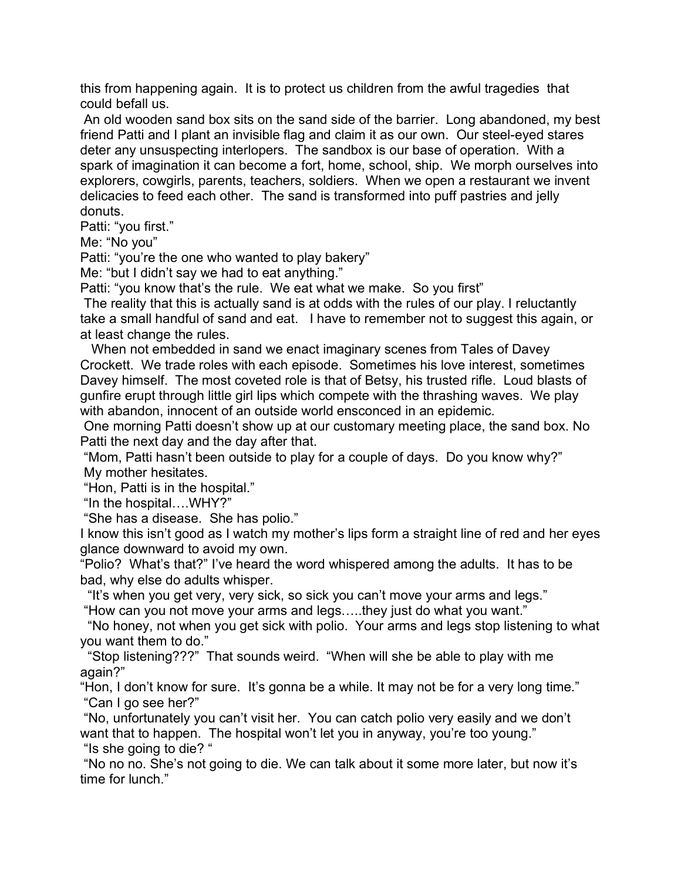this from happening again. It is to protect us children from the awful tragedies that could befall us.

An old wooden sand box sits on the sand side of the barrier. Long abandoned, my best friend Patti and I plant an invisible flag and claim it as our own. Our steel-eyed stares deter any unsuspecting interlopers. The sandbox is our base of operation. With a spark of imagination it can become a fort, home, school, ship. We morph ourselves into explorers, cowgirls, parents, teachers, soldiers. When we open a restaurant we invent delicacies to feed each other. The sand is transformed into puff pastries and jelly donuts.

Patti: "you first."

Me: "No you"

Patti: "you're the one who wanted to play bakery"

Me: "but I didn't say we had to eat anything."

Patti: "you know that's the rule. We eat what we make. So you first"

The reality that this is actually sand is at odds with the rules of our play. I reluctantly take a small handful of sand and eat. I have to remember not to suggest this again, or at least change the rules.

When not embedded in sand we enact imaginary scenes from Tales of Davey Crockett. We trade roles with each episode. Sometimes his love interest, sometimes Davey himself. The most coveted role is that of Betsy, his trusted rifle. Loud blasts of gunfire erupt through little girl lips which compete with the thrashing waves. We play with abandon, innocent of an outside world ensconced in an epidemic.

One morning Patti doesn't show up at our customary meeting place, the sand box. No Patti the next day and the day after that.

"Mom, Patti hasn't been outside to play for a couple of days. Do you know why?"

My mother hesitates.

"Hon, Patti is in the hospital."

"In the hospital….WHY?"

"She has a disease. She has polio."

I know this isn't good as I watch my mother's lips form a straight line of red and her eyes glance downward to avoid my own.

"Polio? What's that?" I've heard the word whispered among the adults. It has to be bad, why else do adults whisper.

"It's when you get very, very sick, so sick you can't move your arms and legs."

"How can you not move your arms and legs…..they just do what you want."

"No honey, not when you get sick with polio. Your arms and legs stop listening to what you want them to do."

"Stop listening???" That sounds weird. "When will she be able to play with me again?"

"Hon, I don't know for sure. It's gonna be a while. It may not be for a very long time."

"Can I go see her?"

"No, unfortunately you can't visit her. You can catch polio very easily and we don't want that to happen. The hospital won't let you in anyway, you're too young."

"Is she going to die? "

"No no no. She's not going to die. We can talk about it some more later, but now it's time for lunch."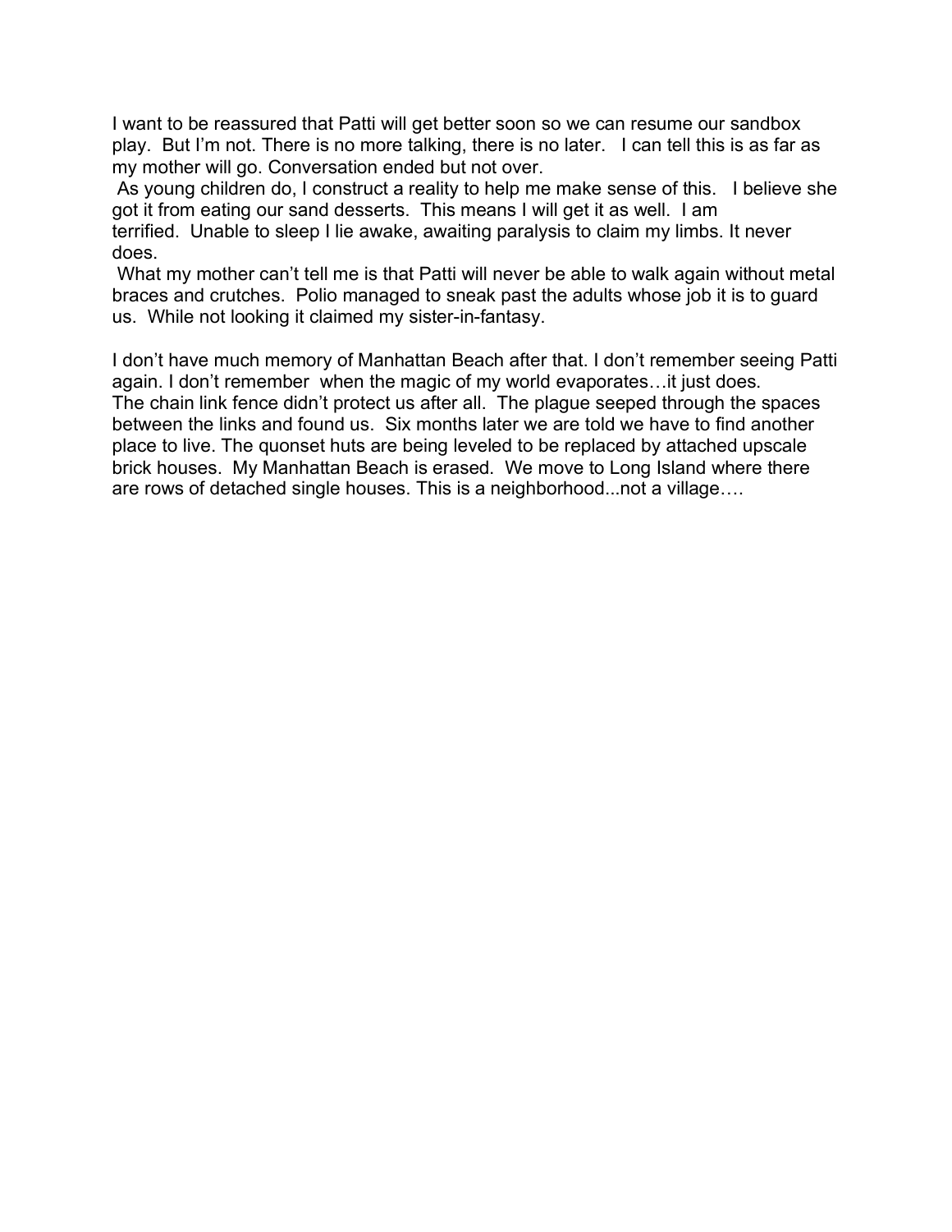I want to be reassured that Patti will get better soon so we can resume our sandbox play. But I'm not. There is no more talking, there is no later. I can tell this is as far as my mother will go. Conversation ended but not over.

As young children do, I construct a reality to help me make sense of this. I believe she got it from eating our sand desserts. This means I will get it as well. I am terrified. Unable to sleep I lie awake, awaiting paralysis to claim my limbs. It never does.

What my mother can't tell me is that Patti will never be able to walk again without metal braces and crutches. Polio managed to sneak past the adults whose job it is to guard us. While not looking it claimed my sister-in-fantasy.

I don't have much memory of Manhattan Beach after that. I don't remember seeing Patti again. I don't remember when the magic of my world evaporates…it just does.
The chain link fence didn't protect us after all. The plague seeped through the spaces between the links and found us. Six months later we are told we have to find another place to live. The quonset huts are being leveled to be replaced by attached upscale brick houses. My Manhattan Beach is erased. We move to Long Island where there are rows of detached single houses. This is a neighborhood...not a village….